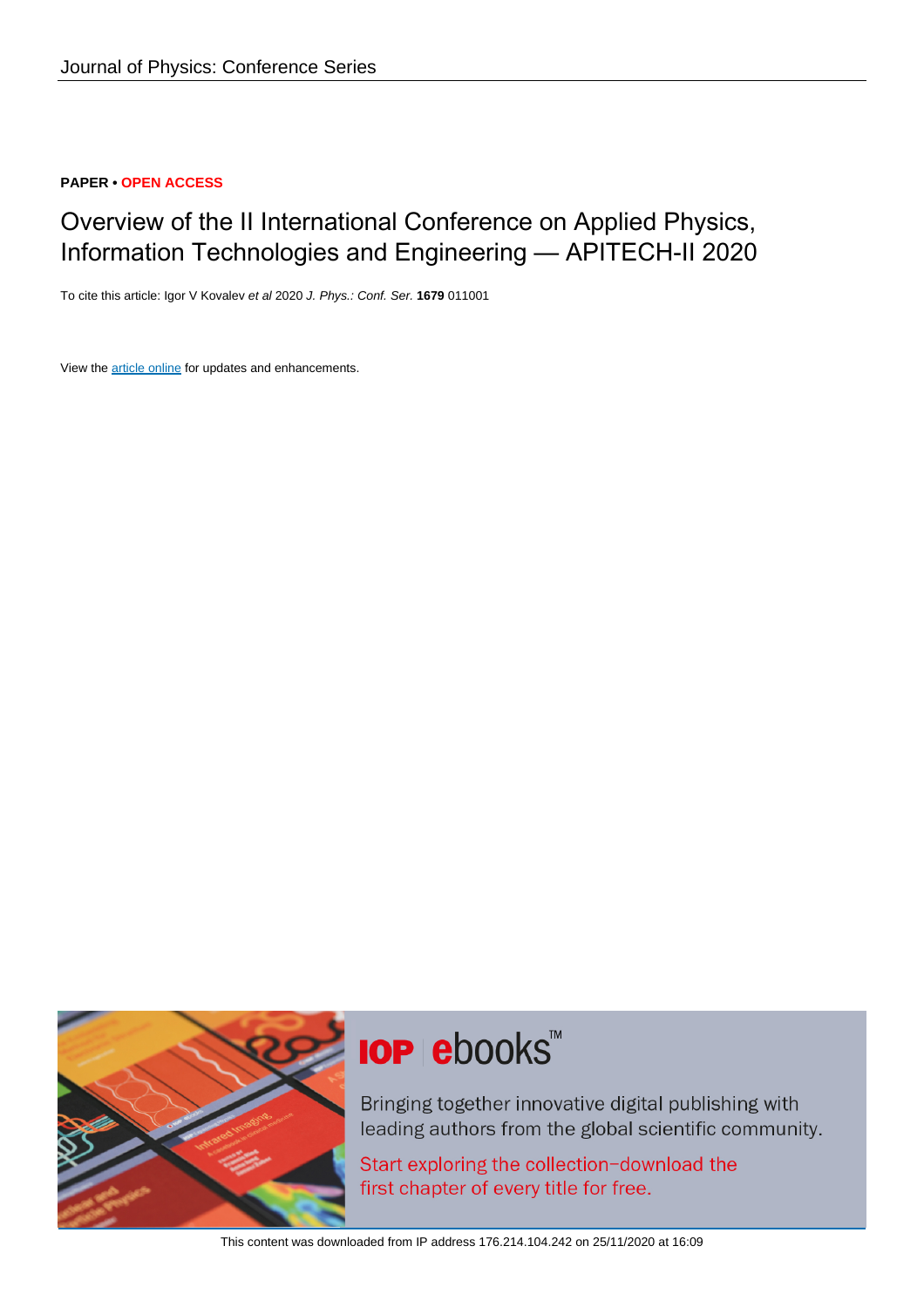Journal of Physics: Conference Series

**PAPER • OPEN ACCESS**

# Overview of the II International Conference on Applied Physics, Information Technologies and Engineering — APITECH-II 2020

To cite this article: Igor V Kovalev *et al* 2020 *J. Phys.: Conf. Ser.* **1679** 011001

View the article online for updates and enhancements.

**IOP ebooks™**

Bringing together innovative digital publishing with leading authors from the global scientific community.

Start exploring the collection–download the first chapter of every title for free.

This content was downloaded from IP address 176.214.104.242 on 25/11/2020 at 16:09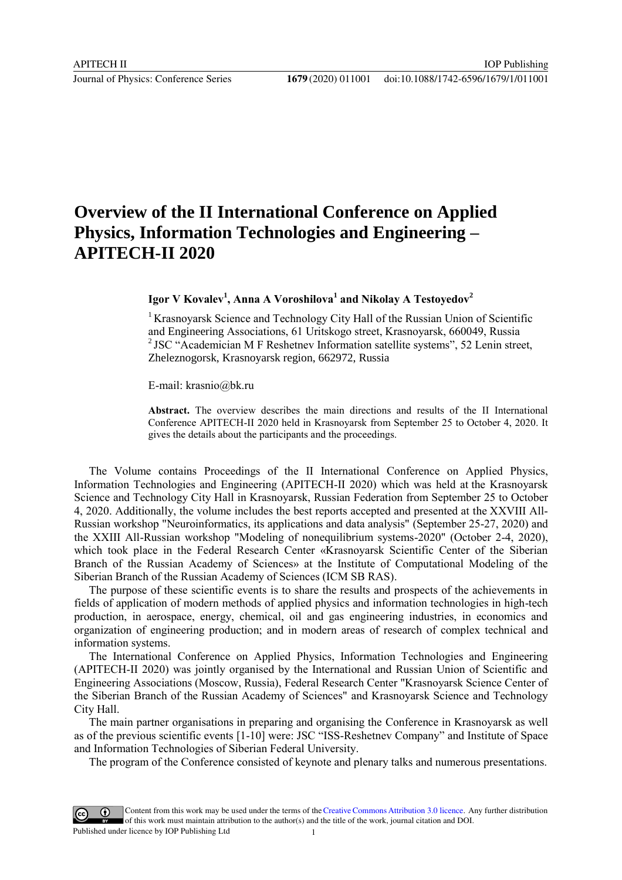# Overview of the II International Conference on Applied Physics, Information Technologies and Engineering – APITECH-II 2020

**Igor V Kovalev[1], Anna A Voroshilova[1] and Nikolay A Testoyedov[2]**

[1] Krasnoyarsk Science and Technology City Hall of the Russian Union of Scientific and Engineering Associations, 61 Uritskogo street, Krasnoyarsk, 660049, Russia
[2] JSC "Academician M F Reshetnev Information satellite systems", 52 Lenin street, Zheleznogorsk, Krasnoyarsk region, 662972, Russia

E-mail: krasnio@bk.ru

**Abstract.** The overview describes the main directions and results of the II International Conference APITECH-II 2020 held in Krasnoyarsk from September 25 to October 4, 2020. It gives the details about the participants and the proceedings.

The Volume contains Proceedings of the II International Conference on Applied Physics, Information Technologies and Engineering (APITECH-II 2020) which was held at the Krasnoyarsk Science and Technology City Hall in Krasnoyarsk, Russian Federation from September 25 to October 4, 2020. Additionally, the volume includes the best reports accepted and presented at the XXVIII All-Russian workshop "Neuroinformatics, its applications and data analysis" (September 25-27, 2020) and the XXIII All-Russian workshop "Modeling of nonequilibrium systems-2020" (October 2-4, 2020), which took place in the Federal Research Center «Krasnoyarsk Scientific Center of the Siberian Branch of the Russian Academy of Sciences» at the Institute of Computational Modeling of the Siberian Branch of the Russian Academy of Sciences (ICM SB RAS).

The purpose of these scientific events is to share the results and prospects of the achievements in fields of application of modern methods of applied physics and information technologies in high-tech production, in aerospace, energy, chemical, oil and gas engineering industries, in economics and organization of engineering production; and in modern areas of research of complex technical and information systems.

The International Conference on Applied Physics, Information Technologies and Engineering (APITECH-II 2020) was jointly organised by the International and Russian Union of Scientific and Engineering Associations (Moscow, Russia), Federal Research Center "Krasnoyarsk Science Center of the Siberian Branch of the Russian Academy of Sciences" and Krasnoyarsk Science and Technology City Hall.

The main partner organisations in preparing and organising the Conference in Krasnoyarsk as well as of the previous scientific events [1-10] were: JSC "ISS-Reshetnev Company" and Institute of Space and Information Technologies of Siberian Federal University.

The program of the Conference consisted of keynote and plenary talks and numerous presentations.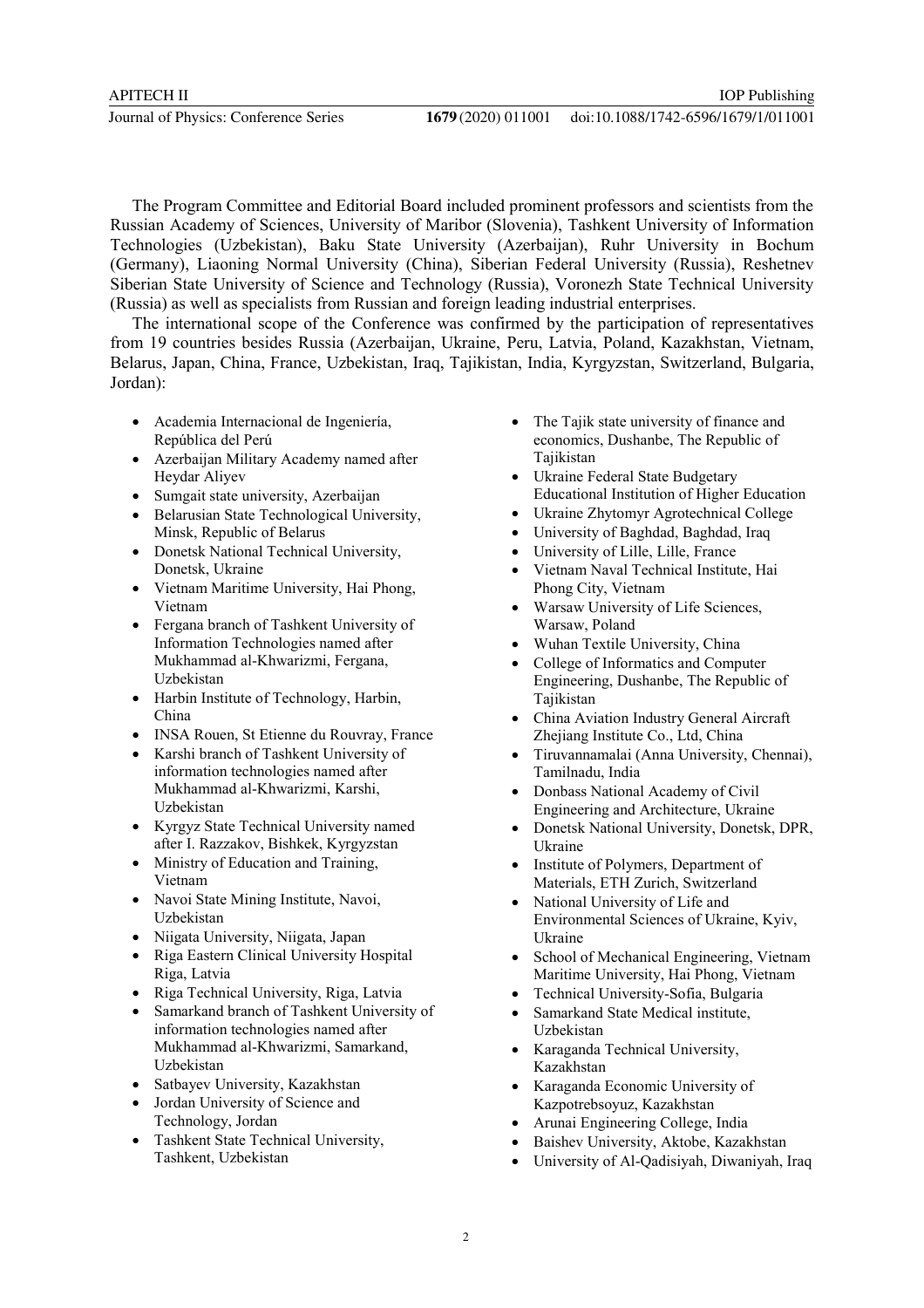The Program Committee and Editorial Board included prominent professors and scientists from the Russian Academy of Sciences, University of Maribor (Slovenia), Tashkent University of Information Technologies (Uzbekistan), Baku State University (Azerbaijan), Ruhr University in Bochum (Germany), Liaoning Normal University (China), Siberian Federal University (Russia), Reshetnev Siberian State University of Science and Technology (Russia), Voronezh State Technical University (Russia) as well as specialists from Russian and foreign leading industrial enterprises.

The international scope of the Conference was confirmed by the participation of representatives from 19 countries besides Russia (Azerbaijan, Ukraine, Peru, Latvia, Poland, Kazakhstan, Vietnam, Belarus, Japan, China, France, Uzbekistan, Iraq, Tajikistan, India, Kyrgyzstan, Switzerland, Bulgaria, Jordan):

- Academia Internacional de Ingeniería, República del Perú
- Azerbaijan Military Academy named after Heydar Aliyev
- Sumgait state university, Azerbaijan
- Belarusian State Technological University, Minsk, Republic of Belarus
- Donetsk National Technical University, Donetsk, Ukraine
- Vietnam Maritime University, Hai Phong, Vietnam
- Fergana branch of Tashkent University of Information Technologies named after Mukhammad al-Khwarizmi, Fergana, Uzbekistan
- Harbin Institute of Technology, Harbin, China
- INSA Rouen, St Etienne du Rouvray, France
- Karshi branch of Tashkent University of information technologies named after Mukhammad al-Khwarizmi, Karshi, Uzbekistan
- Kyrgyz State Technical University named after I. Razzakov, Bishkek, Kyrgyzstan
- Ministry of Education and Training, Vietnam
- Navoi State Mining Institute, Navoi, Uzbekistan
- Niigata University, Niigata, Japan
- Riga Eastern Clinical University Hospital Riga, Latvia
- Riga Technical University, Riga, Latvia
- Samarkand branch of Tashkent University of information technologies named after Mukhammad al-Khwarizmi, Samarkand, Uzbekistan
- Satbayev University, Kazakhstan
- Jordan University of Science and Technology, Jordan
- Tashkent State Technical University, Tashkent, Uzbekistan
- The Tajik state university of finance and economics, Dushanbe, The Republic of Tajikistan
- Ukraine Federal State Budgetary Educational Institution of Higher Education
- Ukraine Zhytomyr Agrotechnical College
- University of Baghdad, Baghdad, Iraq
- University of Lille, Lille, France
- Vietnam Naval Technical Institute, Hai Phong City, Vietnam
- Warsaw University of Life Sciences, Warsaw, Poland
- Wuhan Textile University, China
- College of Informatics and Computer Engineering, Dushanbe, The Republic of Tajikistan
- China Aviation Industry General Aircraft Zhejiang Institute Co., Ltd, China
- Tiruvannamalai (Anna University, Chennai), Tamilnadu, India
- Donbass National Academy of Civil Engineering and Architecture, Ukraine
- Donetsk National University, Donetsk, DPR, Ukraine
- Institute of Polymers, Department of Materials, ETH Zurich, Switzerland
- National University of Life and Environmental Sciences of Ukraine, Kyiv, Ukraine
- School of Mechanical Engineering, Vietnam Maritime University, Hai Phong, Vietnam
- Technical University-Sofia, Bulgaria
- Samarkand State Medical institute, Uzbekistan
- Karaganda Technical University, Kazakhstan
- Karaganda Economic University of Kazpotrebsoyuz, Kazakhstan
- Arunai Engineering College, India
- Baishev University, Aktobe, Kazakhstan
- University of Al-Qadisiyah, Diwaniyah, Iraq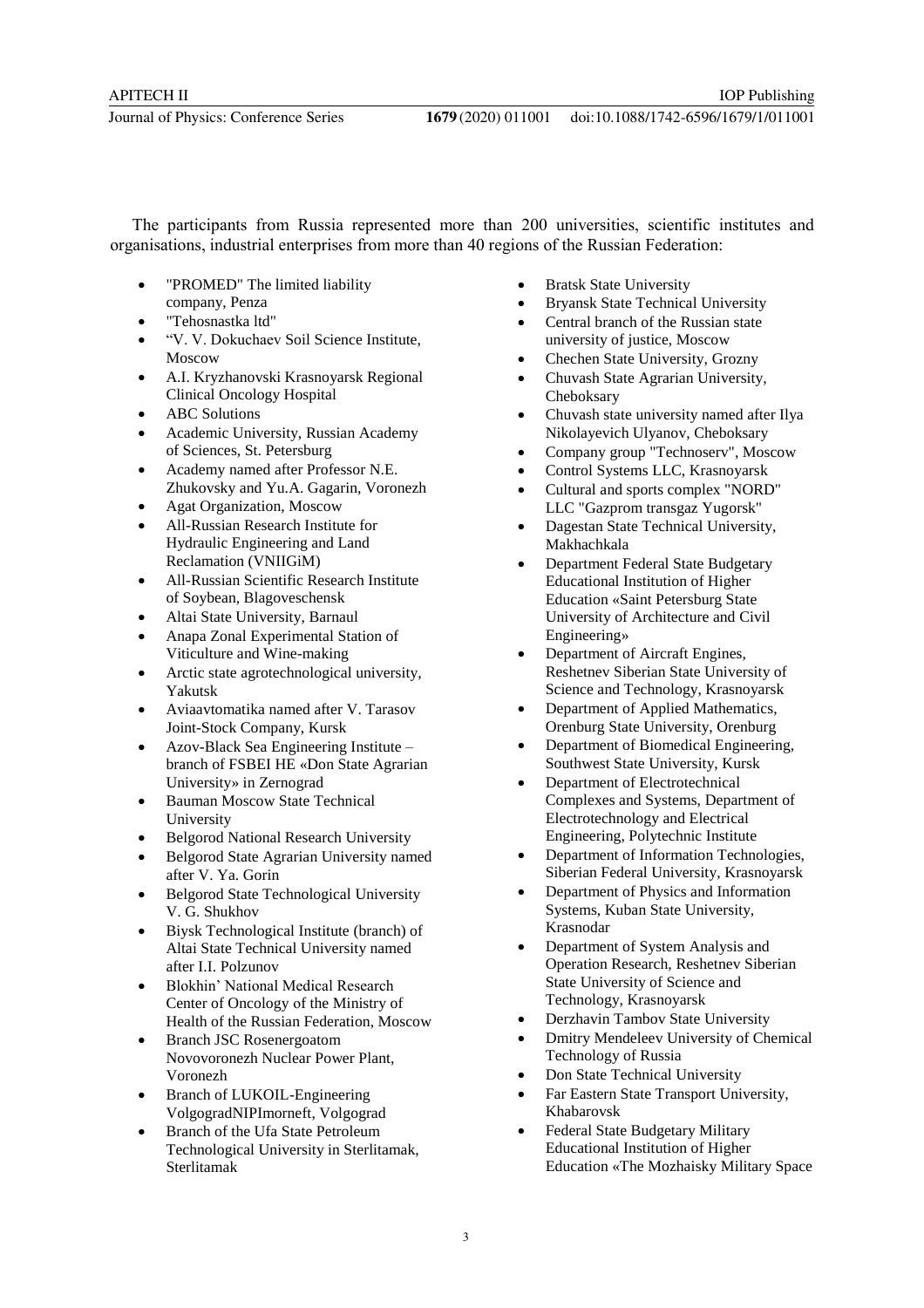The participants from Russia represented more than 200 universities, scientific institutes and organisations, industrial enterprises from more than 40 regions of the Russian Federation:

- "PROMED" The limited liability company, Penza
- "Tehosnastka ltd"
- "V. V. Dokuchaev Soil Science Institute, Moscow
- A.I. Kryzhanovski Krasnoyarsk Regional Clinical Oncology Hospital
- ABC Solutions
- Academic University, Russian Academy of Sciences, St. Petersburg
- Academy named after Professor N.E. Zhukovsky and Yu.A. Gagarin, Voronezh
- Agat Organization, Moscow
- All-Russian Research Institute for Hydraulic Engineering and Land Reclamation (VNIIGiM)
- All-Russian Scientific Research Institute of Soybean, Blagoveschensk
- Altai State University, Barnaul
- Anapa Zonal Experimental Station of Viticulture and Wine-making
- Arctic state agrotechnological university, Yakutsk
- Aviaavtomatika named after V. Tarasov Joint-Stock Company, Kursk
- Azov-Black Sea Engineering Institute – branch of FSBEI HE «Don State Agrarian University» in Zernograd
- Bauman Moscow State Technical University
- Belgorod National Research University
- Belgorod State Agrarian University named after V. Ya. Gorin
- Belgorod State Technological University V. G. Shukhov
- Biysk Technological Institute (branch) of Altai State Technical University named after I.I. Polzunov
- Blokhin' National Medical Research Center of Oncology of the Ministry of Health of the Russian Federation, Moscow
- Branch JSC Rosenergoatom Novovoronezh Nuclear Power Plant, Voronezh
- Branch of LUKOIL-Engineering VolgogradNIPImorneft, Volgograd
- Branch of the Ufa State Petroleum Technological University in Sterlitamak, Sterlitamak
- Bratsk State University
- Bryansk State Technical University
- Central branch of the Russian state university of justice, Moscow
- Chechen State University, Grozny
- Chuvash State Agrarian University, Cheboksary
- Chuvash state university named after Ilya Nikolayevich Ulyanov, Cheboksary
- Company group "Technoserv", Moscow
- Control Systems LLC, Krasnoyarsk
- Cultural and sports complex "NORD" LLC "Gazprom transgaz Yugorsk"
- Dagestan State Technical University, Makhachkala
- Department Federal State Budgetary Educational Institution of Higher Education «Saint Petersburg State University of Architecture and Civil Engineering»
- Department of Aircraft Engines, Reshetnev Siberian State University of Science and Technology, Krasnoyarsk
- Department of Applied Mathematics, Orenburg State University, Orenburg
- Department of Biomedical Engineering, Southwest State University, Kursk
- Department of Electrotechnical Complexes and Systems, Department of Electrotechnology and Electrical Engineering, Polytechnic Institute
- Department of Information Technologies, Siberian Federal University, Krasnoyarsk
- Department of Physics and Information Systems, Kuban State University, Krasnodar
- Department of System Analysis and Operation Research, Reshetnev Siberian State University of Science and Technology, Krasnoyarsk
- Derzhavin Tambov State University
- Dmitry Mendeleev University of Chemical Technology of Russia
- Don State Technical University
- Far Eastern State Transport University, Khabarovsk
- Federal State Budgetary Military Educational Institution of Higher Education «The Mozhaisky Military Space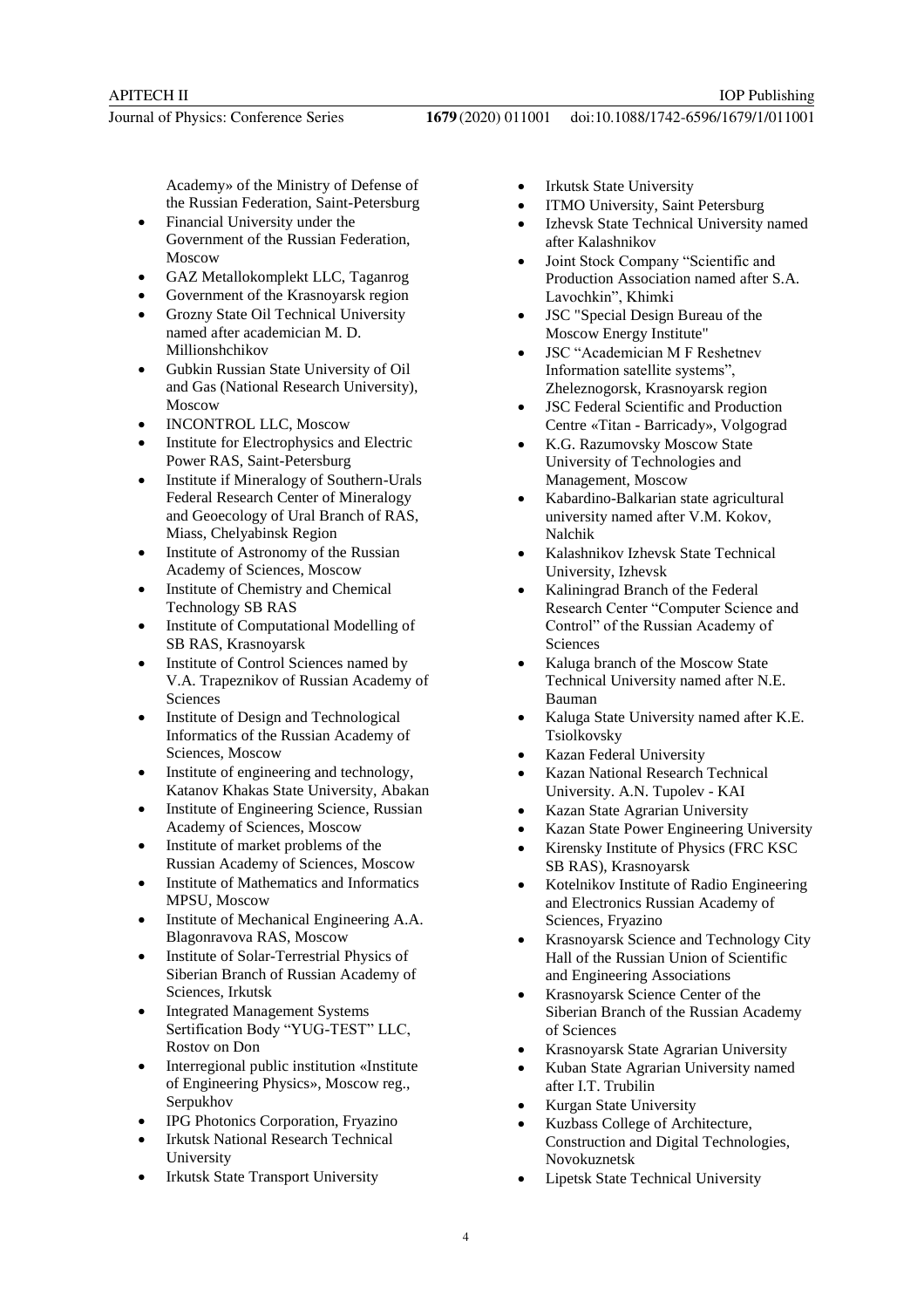Academy» of the Ministry of Defense of the Russian Federation, Saint-Petersburg

- Financial University under the Government of the Russian Federation, Moscow
- GAZ Metallokomplekt LLC, Taganrog
- Government of the Krasnoyarsk region
- Grozny State Oil Technical University named after academician M. D. Millionshchikov
- Gubkin Russian State University of Oil and Gas (National Research University), Moscow
- INCONTROL LLC, Moscow
- Institute for Electrophysics and Electric Power RAS, Saint-Petersburg
- Institute if Mineralogy of Southern-Urals Federal Research Center of Mineralogy and Geoecology of Ural Branch of RAS, Miass, Chelyabinsk Region
- Institute of Astronomy of the Russian Academy of Sciences, Moscow
- Institute of Chemistry and Chemical Technology SB RAS
- Institute of Computational Modelling of SB RAS, Krasnoyarsk
- Institute of Control Sciences named by V.A. Trapeznikov of Russian Academy of Sciences
- Institute of Design and Technological Informatics of the Russian Academy of Sciences, Moscow
- Institute of engineering and technology, Katanov Khakas State University, Abakan
- Institute of Engineering Science, Russian Academy of Sciences, Moscow
- Institute of market problems of the Russian Academy of Sciences, Moscow
- Institute of Mathematics and Informatics MPSU, Moscow
- Institute of Mechanical Engineering A.A. Blagonravova RAS, Moscow
- Institute of Solar-Terrestrial Physics of Siberian Branch of Russian Academy of Sciences, Irkutsk
- Integrated Management Systems Sertification Body "YUG-TEST" LLC, Rostov on Don
- Interregional public institution «Institute of Engineering Physics», Moscow reg., Serpukhov
- IPG Photonics Corporation, Fryazino
- Irkutsk National Research Technical University
- Irkutsk State Transport University
- Irkutsk State University
- ITMO University, Saint Petersburg
- Izhevsk State Technical University named after Kalashnikov
- Joint Stock Company "Scientific and Production Association named after S.A. Lavochkin", Khimki
- JSC "Special Design Bureau of the Moscow Energy Institute"
- JSC "Academician M F Reshetnev Information satellite systems", Zheleznogorsk, Krasnoyarsk region
- JSC Federal Scientific and Production Centre «Titan - Barricady», Volgograd
- K.G. Razumovsky Moscow State University of Technologies and Management, Moscow
- Kabardino-Balkarian state agricultural university named after V.M. Kokov, Nalchik
- Kalashnikov Izhevsk State Technical University, Izhevsk
- Kaliningrad Branch of the Federal Research Center "Computer Science and Control" of the Russian Academy of Sciences
- Kaluga branch of the Moscow State Technical University named after N.E. Bauman
- Kaluga State University named after K.E. Tsiolkovsky
- Kazan Federal University
- Kazan National Research Technical University. A.N. Tupolev - KAI
- Kazan State Agrarian University
- Kazan State Power Engineering University
- Kirensky Institute of Physics (FRC KSC SB RAS), Krasnoyarsk
- Kotelnikov Institute of Radio Engineering and Electronics Russian Academy of Sciences, Fryazino
- Krasnoyarsk Science and Technology City Hall of the Russian Union of Scientific and Engineering Associations
- Krasnoyarsk Science Center of the Siberian Branch of the Russian Academy of Sciences
- Krasnoyarsk State Agrarian University
- Kuban State Agrarian University named after I.T. Trubilin
- Kurgan State University
- Kuzbass College of Architecture, Construction and Digital Technologies, Novokuznetsk
- Lipetsk State Technical University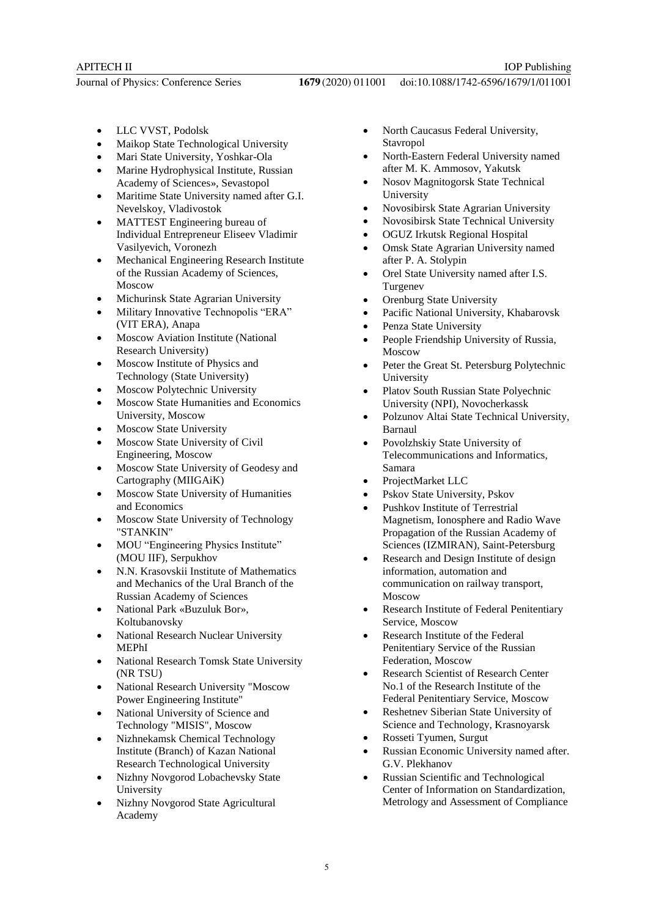- LLC VVST, Podolsk
- Maikop State Technological University
- Mari State University, Yoshkar-Ola
- Marine Hydrophysical Institute, Russian Academy of Sciences», Sevastopol
- Maritime State University named after G.I. Nevelskoy, Vladivostok
- MATTEST Engineering bureau of Individual Entrepreneur Eliseev Vladimir Vasilyevich, Voronezh
- Mechanical Engineering Research Institute of the Russian Academy of Sciences, Moscow
- Michurinsk State Agrarian University
- Military Innovative Technopolis "ERA" (VIT ERA), Anapa
- Moscow Aviation Institute (National Research University)
- Moscow Institute of Physics and Technology (State University)
- Moscow Polytechnic University
- Moscow State Humanities and Economics University, Moscow
- Moscow State University
- Moscow State University of Civil Engineering, Moscow
- Moscow State University of Geodesy and Cartography (MIIGAiK)
- Moscow State University of Humanities and Economics
- Moscow State University of Technology "STANKIN"
- MOU "Engineering Physics Institute" (MOU IIF), Serpukhov
- N.N. Krasovskii Institute of Mathematics and Mechanics of the Ural Branch of the Russian Academy of Sciences
- National Park «Buzuluk Bor», Koltubanovsky
- National Research Nuclear University MEPhI
- National Research Tomsk State University (NR TSU)
- National Research University "Moscow Power Engineering Institute"
- National University of Science and Technology "MISIS", Moscow
- Nizhnekamsk Chemical Technology Institute (Branch) of Kazan National Research Technological University
- Nizhny Novgorod Lobachevsky State University
- Nizhny Novgorod State Agricultural Academy
- North Caucasus Federal University, Stavropol
- North-Eastern Federal University named after M. K. Ammosov, Yakutsk
- Nosov Magnitogorsk State Technical University
- Novosibirsk State Agrarian University
- Novosibirsk State Technical University
- OGUZ Irkutsk Regional Hospital
- Omsk State Agrarian University named after P. A. Stolypin
- Orel State University named after I.S. Turgenev
- Orenburg State University
- Pacific National University, Khabarovsk
- Penza State University
- People Friendship University of Russia, Moscow
- Peter the Great St. Petersburg Polytechnic University
- Platov South Russian State Polyechnic University (NPI), Novocherkassk
- Polzunov Altai State Technical University, Barnaul
- Povolzhskiy State University of Telecommunications and Informatics, Samara
- ProjectMarket LLC
- Pskov State University, Pskov
- Pushkov Institute of Terrestrial Magnetism, Ionosphere and Radio Wave Propagation of the Russian Academy of Sciences (IZMIRAN), Saint-Petersburg
- Research and Design Institute of design information, automation and communication on railway transport, Moscow
- Research Institute of Federal Penitentiary Service, Moscow
- Research Institute of the Federal Penitentiary Service of the Russian Federation, Moscow
- Research Scientist of Research Center No.1 of the Research Institute of the Federal Penitentiary Service, Moscow
- Reshetnev Siberian State University of Science and Technology, Krasnoyarsk
- Rosseti Tyumen, Surgut
- Russian Economic University named after. G.V. Plekhanov
- Russian Scientific and Technological Center of Information on Standardization, Metrology and Assessment of Compliance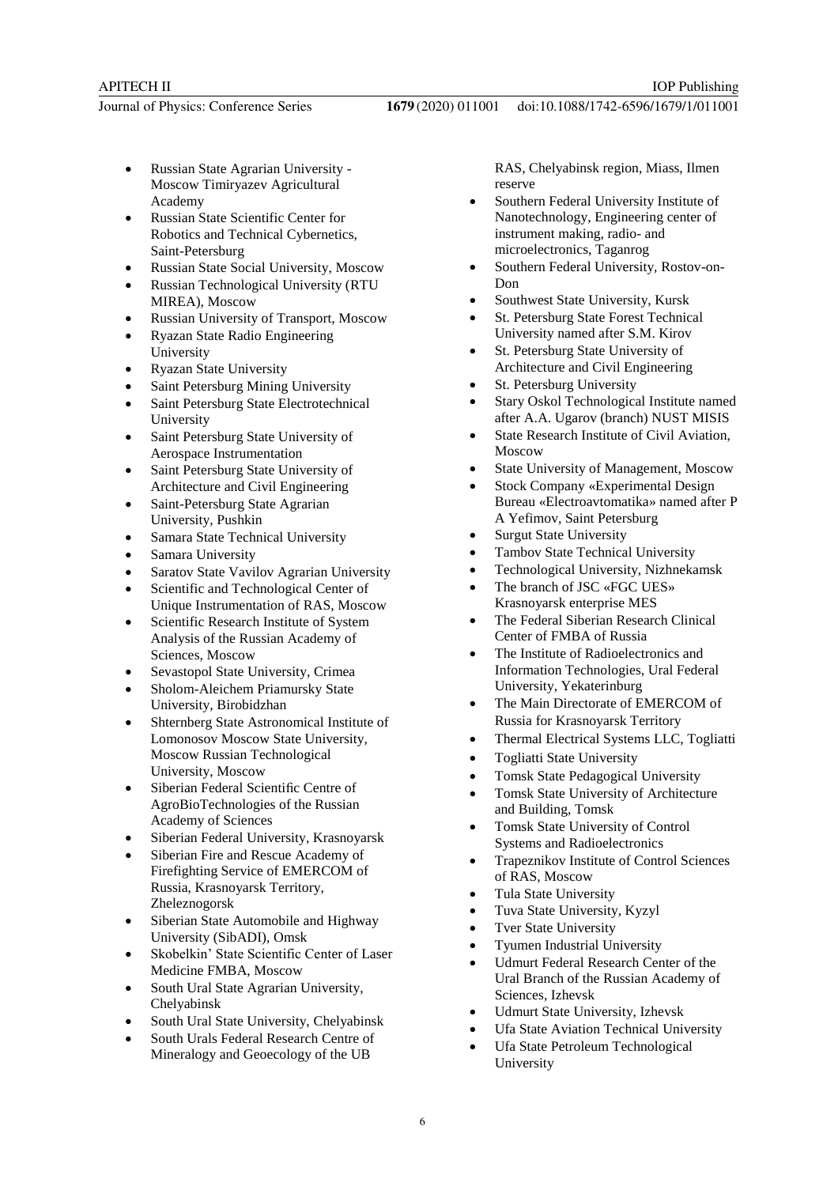- Russian State Agrarian University - Moscow Timiryazev Agricultural Academy
- Russian State Scientific Center for Robotics and Technical Cybernetics, Saint-Petersburg
- Russian State Social University, Moscow
- Russian Technological University (RTU MIREA), Moscow
- Russian University of Transport, Moscow
- Ryazan State Radio Engineering University
- Ryazan State University
- Saint Petersburg Mining University
- Saint Petersburg State Electrotechnical University
- Saint Petersburg State University of Aerospace Instrumentation
- Saint Petersburg State University of Architecture and Civil Engineering
- Saint-Petersburg State Agrarian University, Pushkin
- Samara State Technical University
- Samara University
- Saratov State Vavilov Agrarian University
- Scientific and Technological Center of Unique Instrumentation of RAS, Moscow
- Scientific Research Institute of System Analysis of the Russian Academy of Sciences, Moscow
- Sevastopol State University, Crimea
- Sholom-Aleichem Priamursky State University, Birobidzhan
- Shternberg State Astronomical Institute of Lomonosov Moscow State University, Moscow Russian Technological University, Moscow
- Siberian Federal Scientific Centre of AgroBioTechnologies of the Russian Academy of Sciences
- Siberian Federal University, Krasnoyarsk
- Siberian Fire and Rescue Academy of Firefighting Service of EMERCOM of Russia, Krasnoyarsk Territory, Zheleznogorsk
- Siberian State Automobile and Highway University (SibADI), Omsk
- Skobelkin' State Scientific Center of Laser Medicine FMBA, Moscow
- South Ural State Agrarian University, Chelyabinsk
- South Ural State University, Chelyabinsk
- South Urals Federal Research Centre of Mineralogy and Geoecology of the UB RAS, Chelyabinsk region, Miass, Ilmen reserve
- Southern Federal University Institute of Nanotechnology, Engineering center of instrument making, radio- and microelectronics, Taganrog
- Southern Federal University, Rostov-on-Don
- Southwest State University, Kursk
- St. Petersburg State Forest Technical University named after S.M. Kirov
- St. Petersburg State University of Architecture and Civil Engineering
- St. Petersburg University
- Stary Oskol Technological Institute named after A.A. Ugarov (branch) NUST MISIS
- State Research Institute of Civil Aviation, Moscow
- State University of Management, Moscow
- Stock Company «Experimental Design Bureau «Electroavtomatika» named after P A Yefimov, Saint Petersburg
- Surgut State University
- Tambov State Technical University
- Technological University, Nizhnekamsk
- The branch of JSC «FGC UES» Krasnoyarsk enterprise MES
- The Federal Siberian Research Clinical Center of FMBA of Russia
- The Institute of Radioelectronics and Information Technologies, Ural Federal University, Yekaterinburg
- The Main Directorate of EMERCOM of Russia for Krasnoyarsk Territory
- Thermal Electrical Systems LLC, Togliatti
- Togliatti State University
- Tomsk State Pedagogical University
- Tomsk State University of Architecture and Building, Tomsk
- Tomsk State University of Control Systems and Radioelectronics
- Trapeznikov Institute of Control Sciences of RAS, Moscow
- Tula State University
- Tuva State University, Kyzyl
- Tver State University
- Tyumen Industrial University
- Udmurt Federal Research Center of the Ural Branch of the Russian Academy of Sciences, Izhevsk
- Udmurt State University, Izhevsk
- Ufa State Aviation Technical University
- Ufa State Petroleum Technological University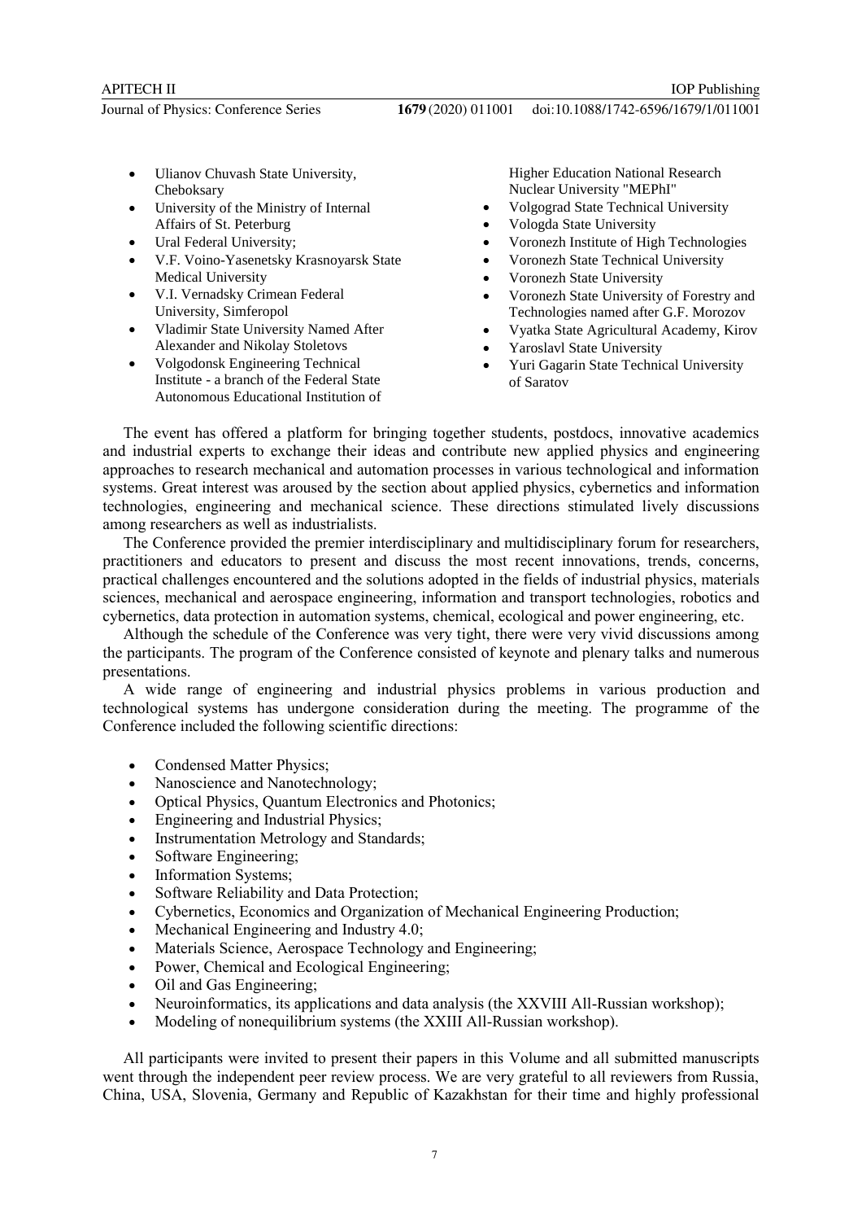- Ulianov Chuvash State University, Cheboksary
- University of the Ministry of Internal Affairs of St. Peterburg
- Ural Federal University;
- V.F. Voino-Yasenetsky Krasnoyarsk State Medical University
- V.I. Vernadsky Crimean Federal University, Simferopol
- Vladimir State University Named After Alexander and Nikolay Stoletovs
- Volgodonsk Engineering Technical Institute - a branch of the Federal State Autonomous Educational Institution of Higher Education National Research Nuclear University "MEPhI"
- Volgograd State Technical University
- Vologda State University
- Voronezh Institute of High Technologies
- Voronezh State Technical University
- Voronezh State University
- Voronezh State University of Forestry and Technologies named after G.F. Morozov
- Vyatka State Agricultural Academy, Kirov
- Yaroslavl State University
- Yuri Gagarin State Technical University of Saratov

The event has offered a platform for bringing together students, postdocs, innovative academics and industrial experts to exchange their ideas and contribute new applied physics and engineering approaches to research mechanical and automation processes in various technological and information systems. Great interest was aroused by the section about applied physics, cybernetics and information technologies, engineering and mechanical science. These directions stimulated lively discussions among researchers as well as industrialists.

The Conference provided the premier interdisciplinary and multidisciplinary forum for researchers, practitioners and educators to present and discuss the most recent innovations, trends, concerns, practical challenges encountered and the solutions adopted in the fields of industrial physics, materials sciences, mechanical and aerospace engineering, information and transport technologies, robotics and cybernetics, data protection in automation systems, chemical, ecological and power engineering, etc.

Although the schedule of the Conference was very tight, there were very vivid discussions among the participants. The program of the Conference consisted of keynote and plenary talks and numerous presentations.

A wide range of engineering and industrial physics problems in various production and technological systems has undergone consideration during the meeting. The programme of the Conference included the following scientific directions:

- Condensed Matter Physics;
- Nanoscience and Nanotechnology;
- Optical Physics, Quantum Electronics and Photonics;
- Engineering and Industrial Physics;
- Instrumentation Metrology and Standards;
- Software Engineering;
- Information Systems;
- Software Reliability and Data Protection;
- Cybernetics, Economics and Organization of Mechanical Engineering Production;
- Mechanical Engineering and Industry 4.0;
- Materials Science, Aerospace Technology and Engineering;
- Power, Chemical and Ecological Engineering;
- Oil and Gas Engineering;
- Neuroinformatics, its applications and data analysis (the XXVIII All-Russian workshop);
- Modeling of nonequilibrium systems (the XXIII All-Russian workshop).

All participants were invited to present their papers in this Volume and all submitted manuscripts went through the independent peer review process. We are very grateful to all reviewers from Russia, China, USA, Slovenia, Germany and Republic of Kazakhstan for their time and highly professional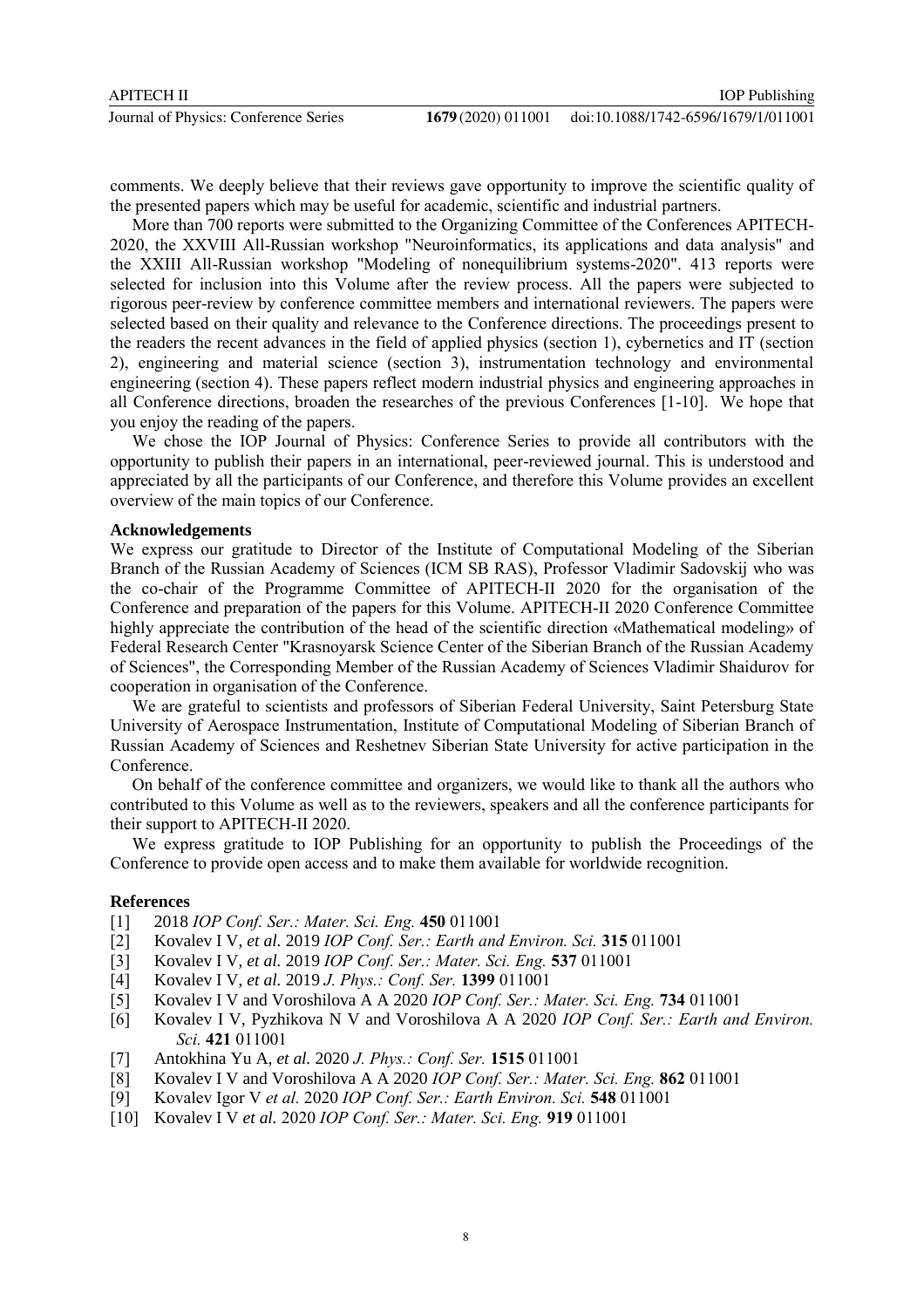comments. We deeply believe that their reviews gave opportunity to improve the scientific quality of the presented papers which may be useful for academic, scientific and industrial partners.

More than 700 reports were submitted to the Organizing Committee of the Conferences APITECH-2020, the XXVIII All-Russian workshop "Neuroinformatics, its applications and data analysis" and the XXIII All-Russian workshop "Modeling of nonequilibrium systems-2020". 413 reports were selected for inclusion into this Volume after the review process. All the papers were subjected to rigorous peer-review by conference committee members and international reviewers. The papers were selected based on their quality and relevance to the Conference directions. The proceedings present to the readers the recent advances in the field of applied physics (section 1), cybernetics and IT (section 2), engineering and material science (section 3), instrumentation technology and environmental engineering (section 4). These papers reflect modern industrial physics and engineering approaches in all Conference directions, broaden the researches of the previous Conferences [1-10]. We hope that you enjoy the reading of the papers.

We chose the IOP Journal of Physics: Conference Series to provide all contributors with the opportunity to publish their papers in an international, peer-reviewed journal. This is understood and appreciated by all the participants of our Conference, and therefore this Volume provides an excellent overview of the main topics of our Conference.

### Acknowledgements

We express our gratitude to Director of the Institute of Computational Modeling of the Siberian Branch of the Russian Academy of Sciences (ICM SB RAS), Professor Vladimir Sadovskij who was the co-chair of the Programme Committee of APITECH-II 2020 for the organisation of the Conference and preparation of the papers for this Volume. APITECH-II 2020 Conference Committee highly appreciate the contribution of the head of the scientific direction «Mathematical modeling» of Federal Research Center "Krasnoyarsk Science Center of the Siberian Branch of the Russian Academy of Sciences", the Corresponding Member of the Russian Academy of Sciences Vladimir Shaidurov for cooperation in organisation of the Conference.

We are grateful to scientists and professors of Siberian Federal University, Saint Petersburg State University of Aerospace Instrumentation, Institute of Computational Modeling of Siberian Branch of Russian Academy of Sciences and Reshetnev Siberian State University for active participation in the Conference.

On behalf of the conference committee and organizers, we would like to thank all the authors who contributed to this Volume as well as to the reviewers, speakers and all the conference participants for their support to APITECH-II 2020.

We express gratitude to IOP Publishing for an opportunity to publish the Proceedings of the Conference to provide open access and to make them available for worldwide recognition.

### References

[1] 2018 *IOP Conf. Ser.: Mater. Sci. Eng.* **450** 011001
[2] Kovalev I V, *et al.* 2019 *IOP Conf. Ser.: Earth and Environ. Sci.* **315** 011001
[3] Kovalev I V, *et al.* 2019 *IOP Conf. Ser.: Mater. Sci. Eng.* **537** 011001
[4] Kovalev I V, *et al.* 2019 *J. Phys.: Conf. Ser.* **1399** 011001
[5] Kovalev I V and Voroshilova A A 2020 *IOP Conf. Ser.: Mater. Sci. Eng.* **734** 011001
[6] Kovalev I V, Pyzhikova N V and Voroshilova A A 2020 *IOP Conf. Ser.: Earth and Environ. Sci.* **421** 011001
[7] Antokhina Yu A, *et al.* 2020 *J. Phys.: Conf. Ser.* **1515** 011001
[8] Kovalev I V and Voroshilova A A 2020 *IOP Conf. Ser.: Mater. Sci. Eng.* **862** 011001
[9] Kovalev Igor V *et al.* 2020 *IOP Conf. Ser.: Earth Environ. Sci.* **548** 011001
[10] Kovalev I V *et al.* 2020 *IOP Conf. Ser.: Mater. Sci. Eng.* **919** 011001